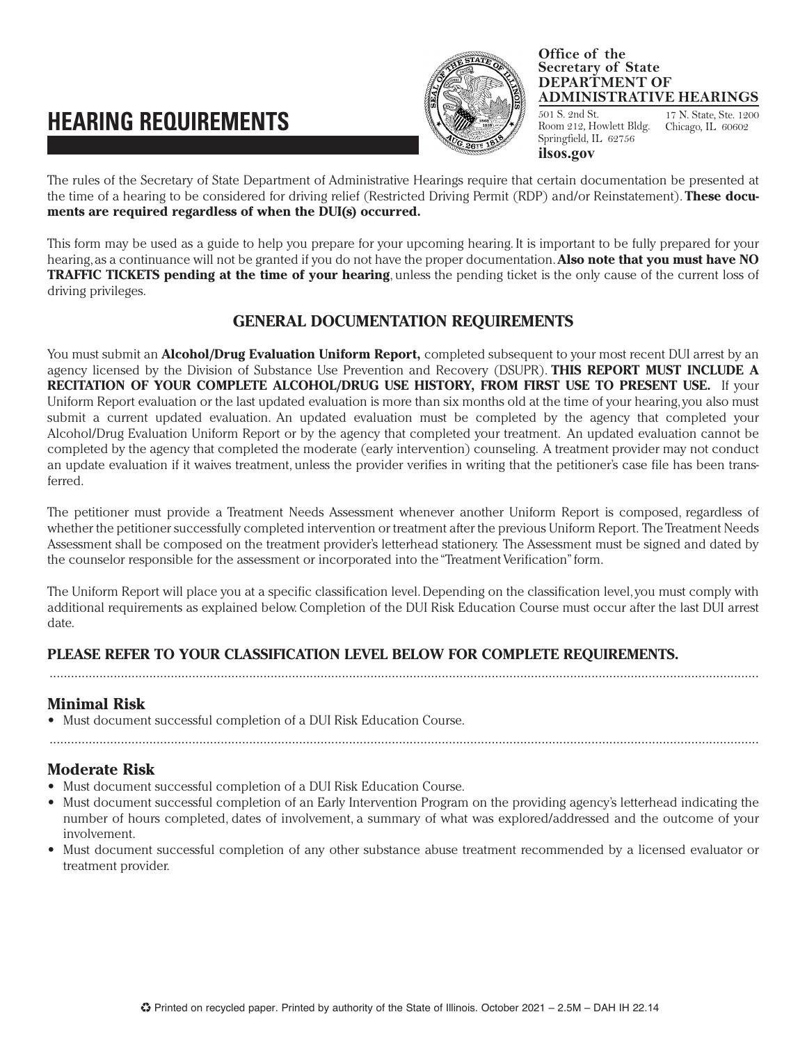# HEARING REQUIREMENTS

**Office of the Secretary of State**
**DEPARTMENT OF ADMINISTRATIVE HEARINGS**

501 S. 2nd St.
Room 212, Howlett Bldg.
Springfield, IL 62756

17 N. State, Ste. 1200
Chicago, IL 60602

**ilsos.gov**

The rules of the Secretary of State Department of Administrative Hearings require that certain documentation be presented at the time of a hearing to be considered for driving relief (Restricted Driving Permit (RDP) and/or Reinstatement). **These documents are required regardless of when the DUI(s) occurred.**

This form may be used as a guide to help you prepare for your upcoming hearing. It is important to be fully prepared for your hearing, as a continuance will not be granted if you do not have the proper documentation. **Also note that you must have NO TRAFFIC TICKETS pending at the time of your hearing**, unless the pending ticket is the only cause of the current loss of driving privileges.

## GENERAL DOCUMENTATION REQUIREMENTS

You must submit an **Alcohol/Drug Evaluation Uniform Report,** completed subsequent to your most recent DUI arrest by an agency licensed by the Division of Substance Use Prevention and Recovery (DSUPR). **THIS REPORT MUST INCLUDE A RECITATION OF YOUR COMPLETE ALCOHOL/DRUG USE HISTORY, FROM FIRST USE TO PRESENT USE.** If your Uniform Report evaluation or the last updated evaluation is more than six months old at the time of your hearing, you also must submit a current updated evaluation. An updated evaluation must be completed by the agency that completed your Alcohol/Drug Evaluation Uniform Report or by the agency that completed your treatment. An updated evaluation cannot be completed by the agency that completed the moderate (early intervention) counseling. A treatment provider may not conduct an update evaluation if it waives treatment, unless the provider verifies in writing that the petitioner's case file has been transferred.

The petitioner must provide a Treatment Needs Assessment whenever another Uniform Report is composed, regardless of whether the petitioner successfully completed intervention or treatment after the previous Uniform Report. The Treatment Needs Assessment shall be composed on the treatment provider's letterhead stationery. The Assessment must be signed and dated by the counselor responsible for the assessment or incorporated into the "Treatment Verification" form.

The Uniform Report will place you at a specific classification level. Depending on the classification level, you must comply with additional requirements as explained below. Completion of the DUI Risk Education Course must occur after the last DUI arrest date.

### PLEASE REFER TO YOUR CLASSIFICATION LEVEL BELOW FOR COMPLETE REQUIREMENTS.

### Minimal Risk

- Must document successful completion of a DUI Risk Education Course.

### Moderate Risk

- Must document successful completion of a DUI Risk Education Course.
- Must document successful completion of an Early Intervention Program on the providing agency's letterhead indicating the number of hours completed, dates of involvement, a summary of what was explored/addressed and the outcome of your involvement.
- Must document successful completion of any other substance abuse treatment recommended by a licensed evaluator or treatment provider.

♲ Printed on recycled paper. Printed by authority of the State of Illinois. October 2021 – 2.5M – DAH IH 22.14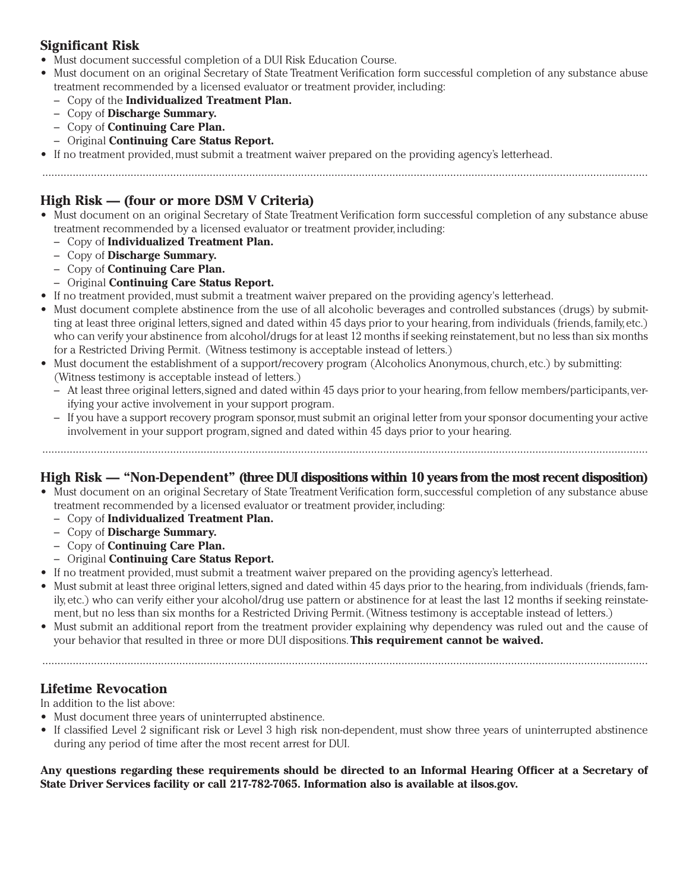## Significant Risk

- Must document successful completion of a DUI Risk Education Course.
- Must document on an original Secretary of State Treatment Verification form successful completion of any substance abuse treatment recommended by a licensed evaluator or treatment provider, including:
  - Copy of the **Individualized Treatment Plan.**
  - Copy of **Discharge Summary.**
  - Copy of **Continuing Care Plan.**
  - Original **Continuing Care Status Report.**
- If no treatment provided, must submit a treatment waiver prepared on the providing agency's letterhead.

---

## High Risk — (four or more DSM V Criteria)

- Must document on an original Secretary of State Treatment Verification form successful completion of any substance abuse treatment recommended by a licensed evaluator or treatment provider, including:
  - Copy of **Individualized Treatment Plan.**
  - Copy of **Discharge Summary.**
  - Copy of **Continuing Care Plan.**
  - Original **Continuing Care Status Report.**
- If no treatment provided, must submit a treatment waiver prepared on the providing agency's letterhead.
- Must document complete abstinence from the use of all alcoholic beverages and controlled substances (drugs) by submitting at least three original letters, signed and dated within 45 days prior to your hearing, from individuals (friends, family, etc.) who can verify your abstinence from alcohol/drugs for at least 12 months if seeking reinstatement, but no less than six months for a Restricted Driving Permit. (Witness testimony is acceptable instead of letters.)
- Must document the establishment of a support/recovery program (Alcoholics Anonymous, church, etc.) by submitting: (Witness testimony is acceptable instead of letters.)
  - At least three original letters, signed and dated within 45 days prior to your hearing, from fellow members/participants, verifying your active involvement in your support program.
  - If you have a support recovery program sponsor, must submit an original letter from your sponsor documenting your active involvement in your support program, signed and dated within 45 days prior to your hearing.

---

## High Risk — "Non-Dependent" (three DUI dispositions within 10 years from the most recent disposition)

- Must document on an original Secretary of State Treatment Verification form, successful completion of any substance abuse treatment recommended by a licensed evaluator or treatment provider, including:
  - Copy of **Individualized Treatment Plan.**
  - Copy of **Discharge Summary.**
  - Copy of **Continuing Care Plan.**
  - Original **Continuing Care Status Report.**
- If no treatment provided, must submit a treatment waiver prepared on the providing agency's letterhead.
- Must submit at least three original letters, signed and dated within 45 days prior to the hearing, from individuals (friends, family, etc.) who can verify either your alcohol/drug use pattern or abstinence for at least the last 12 months if seeking reinstatement, but no less than six months for a Restricted Driving Permit. (Witness testimony is acceptable instead of letters.)
- Must submit an additional report from the treatment provider explaining why dependency was ruled out and the cause of your behavior that resulted in three or more DUI dispositions. **This requirement cannot be waived.**

---

## Lifetime Revocation

In addition to the list above:

- Must document three years of uninterrupted abstinence.
- If classified Level 2 significant risk or Level 3 high risk non-dependent, must show three years of uninterrupted abstinence during any period of time after the most recent arrest for DUI.

**Any questions regarding these requirements should be directed to an Informal Hearing Officer at a Secretary of State Driver Services facility or call 217-782-7065. Information also is available at ilsos.gov.**